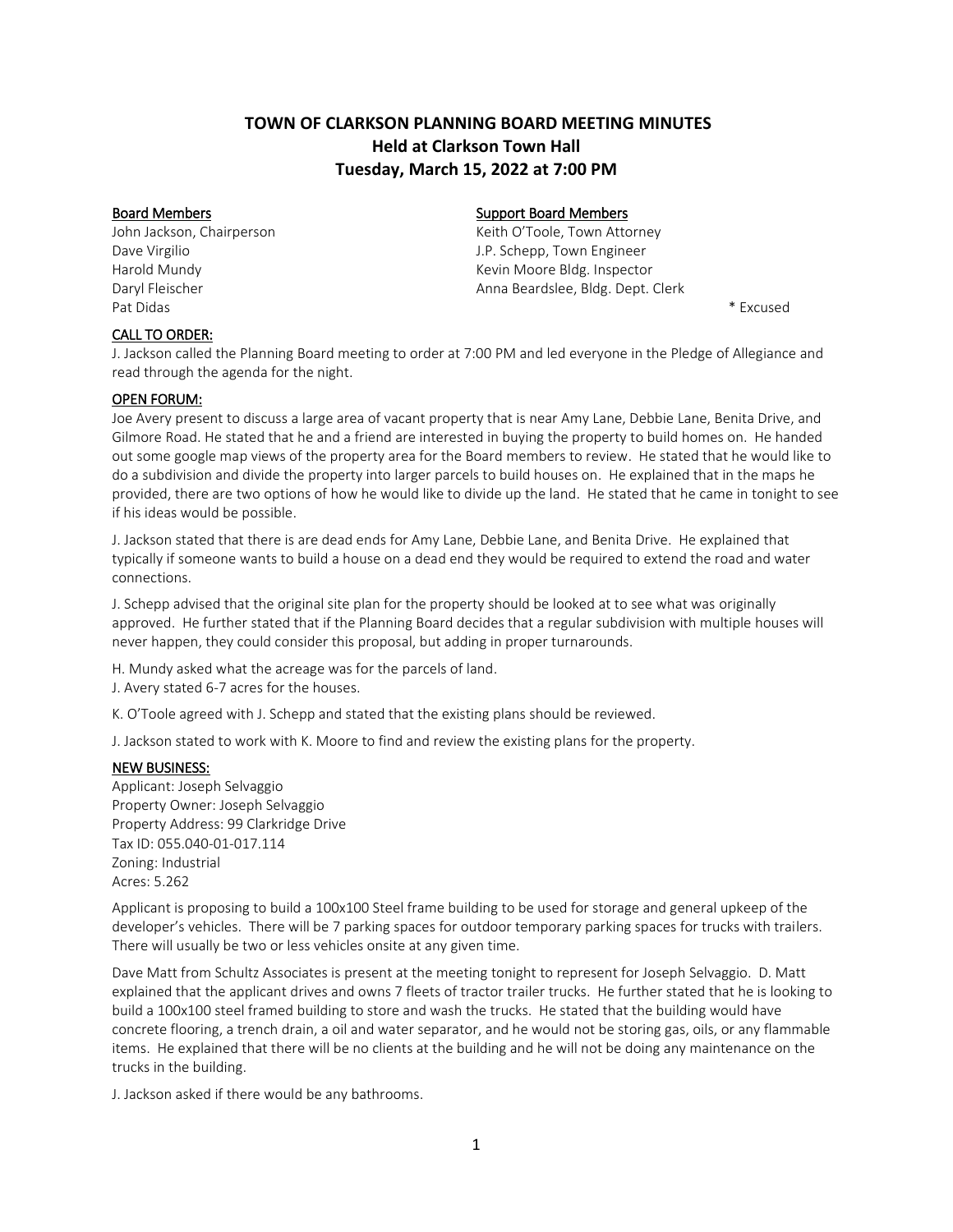# TOWN OF CLARKSON PLANNING BOARD MEETING MINUTES
## Held at Clarkson Town Hall
## Tuesday, March 15, 2022 at 7:00 PM

| Board Members | Support Board Members |
|---|---|
| John Jackson, Chairperson | Keith O'Toole, Town Attorney |
| Dave Virgilio | J.P. Schepp, Town Engineer |
| Harold Mundy | Kevin Moore Bldg. Inspector |
| Daryl Fleischer | Anna Beardslee, Bldg. Dept. Clerk |
| Pat Didas | |

\* Excused

### CALL TO ORDER:

J. Jackson called the Planning Board meeting to order at 7:00 PM and led everyone in the Pledge of Allegiance and read through the agenda for the night.

### OPEN FORUM:

Joe Avery present to discuss a large area of vacant property that is near Amy Lane, Debbie Lane, Benita Drive, and Gilmore Road. He stated that he and a friend are interested in buying the property to build homes on. He handed out some google map views of the property area for the Board members to review. He stated that he would like to do a subdivision and divide the property into larger parcels to build houses on. He explained that in the maps he provided, there are two options of how he would like to divide up the land. He stated that he came in tonight to see if his ideas would be possible.

J. Jackson stated that there is are dead ends for Amy Lane, Debbie Lane, and Benita Drive. He explained that typically if someone wants to build a house on a dead end they would be required to extend the road and water connections.

J. Schepp advised that the original site plan for the property should be looked at to see what was originally approved. He further stated that if the Planning Board decides that a regular subdivision with multiple houses will never happen, they could consider this proposal, but adding in proper turnarounds.

H. Mundy asked what the acreage was for the parcels of land.
J. Avery stated 6-7 acres for the houses.

K. O'Toole agreed with J. Schepp and stated that the existing plans should be reviewed.

J. Jackson stated to work with K. Moore to find and review the existing plans for the property.

### NEW BUSINESS:

Applicant: Joseph Selvaggio
Property Owner: Joseph Selvaggio
Property Address: 99 Clarkridge Drive
Tax ID: 055.040-01-017.114
Zoning: Industrial
Acres: 5.262

Applicant is proposing to build a 100x100 Steel frame building to be used for storage and general upkeep of the developer's vehicles. There will be 7 parking spaces for outdoor temporary parking spaces for trucks with trailers. There will usually be two or less vehicles onsite at any given time.

Dave Matt from Schultz Associates is present at the meeting tonight to represent for Joseph Selvaggio. D. Matt explained that the applicant drives and owns 7 fleets of tractor trailer trucks. He further stated that he is looking to build a 100x100 steel framed building to store and wash the trucks. He stated that the building would have concrete flooring, a trench drain, a oil and water separator, and he would not be storing gas, oils, or any flammable items. He explained that there will be no clients at the building and he will not be doing any maintenance on the trucks in the building.

J. Jackson asked if there would be any bathrooms.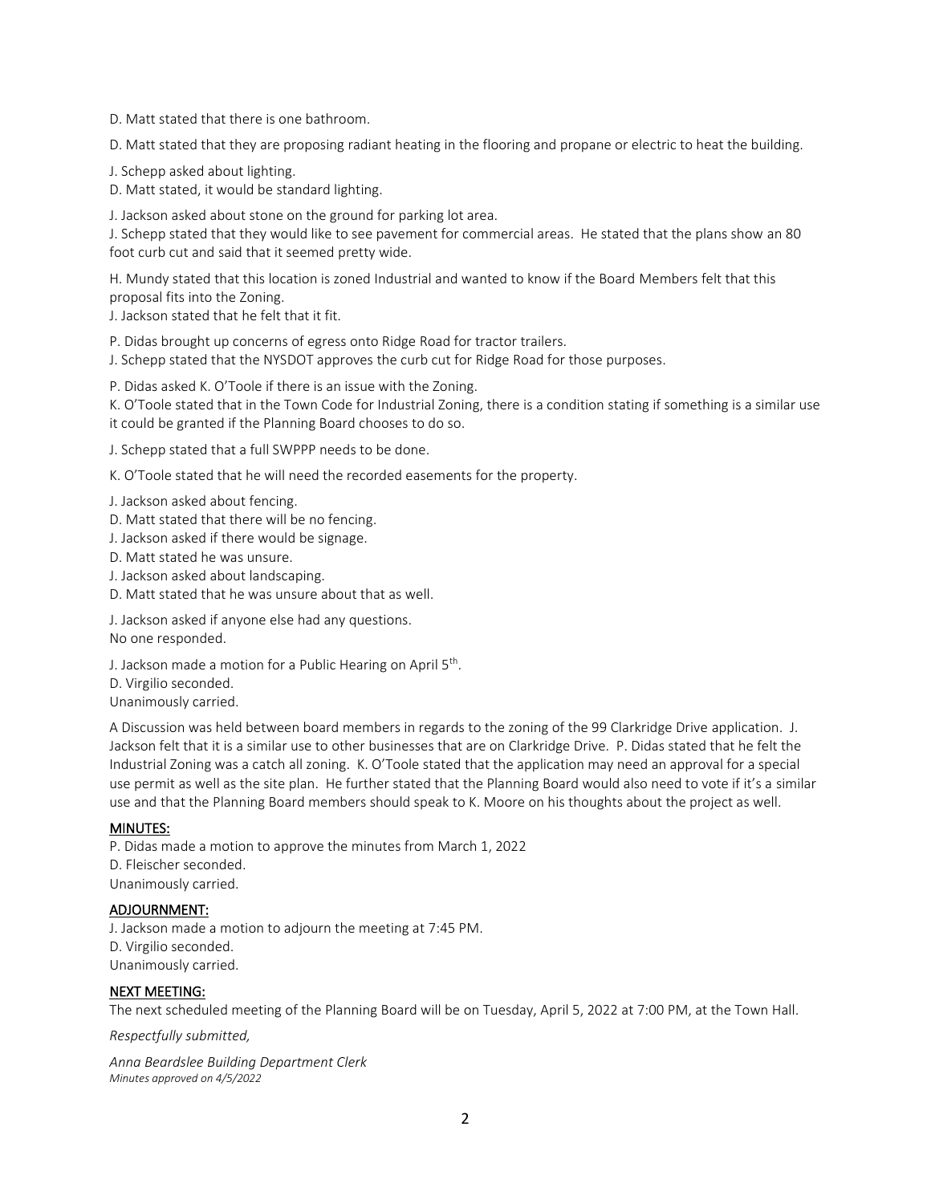D. Matt stated that there is one bathroom.

D. Matt stated that they are proposing radiant heating in the flooring and propane or electric to heat the building.

J. Schepp asked about lighting.
D. Matt stated, it would be standard lighting.

J. Jackson asked about stone on the ground for parking lot area.
J. Schepp stated that they would like to see pavement for commercial areas. He stated that the plans show an 80 foot curb cut and said that it seemed pretty wide.

H. Mundy stated that this location is zoned Industrial and wanted to know if the Board Members felt that this proposal fits into the Zoning.
J. Jackson stated that he felt that it fit.

P. Didas brought up concerns of egress onto Ridge Road for tractor trailers.
J. Schepp stated that the NYSDOT approves the curb cut for Ridge Road for those purposes.

P. Didas asked K. O'Toole if there is an issue with the Zoning.
K. O'Toole stated that in the Town Code for Industrial Zoning, there is a condition stating if something is a similar use it could be granted if the Planning Board chooses to do so.

J. Schepp stated that a full SWPPP needs to be done.

K. O'Toole stated that he will need the recorded easements for the property.

J. Jackson asked about fencing.
D. Matt stated that there will be no fencing.
J. Jackson asked if there would be signage.
D. Matt stated he was unsure.
J. Jackson asked about landscaping.
D. Matt stated that he was unsure about that as well.

J. Jackson asked if anyone else had any questions.
No one responded.

J. Jackson made a motion for a Public Hearing on April 5th.
D. Virgilio seconded.
Unanimously carried.

A Discussion was held between board members in regards to the zoning of the 99 Clarkridge Drive application. J. Jackson felt that it is a similar use to other businesses that are on Clarkridge Drive. P. Didas stated that he felt the Industrial Zoning was a catch all zoning. K. O'Toole stated that the application may need an approval for a special use permit as well as the site plan. He further stated that the Planning Board would also need to vote if it's a similar use and that the Planning Board members should speak to K. Moore on his thoughts about the project as well.

## MINUTES:

P. Didas made a motion to approve the minutes from March 1, 2022
D. Fleischer seconded.
Unanimously carried.

## ADJOURNMENT:

J. Jackson made a motion to adjourn the meeting at 7:45 PM.
D. Virgilio seconded.
Unanimously carried.

## NEXT MEETING:

The next scheduled meeting of the Planning Board will be on Tuesday, April 5, 2022 at 7:00 PM, at the Town Hall.

*Respectfully submitted,*

*Anna Beardslee Building Department Clerk*
*Minutes approved on 4/5/2022*